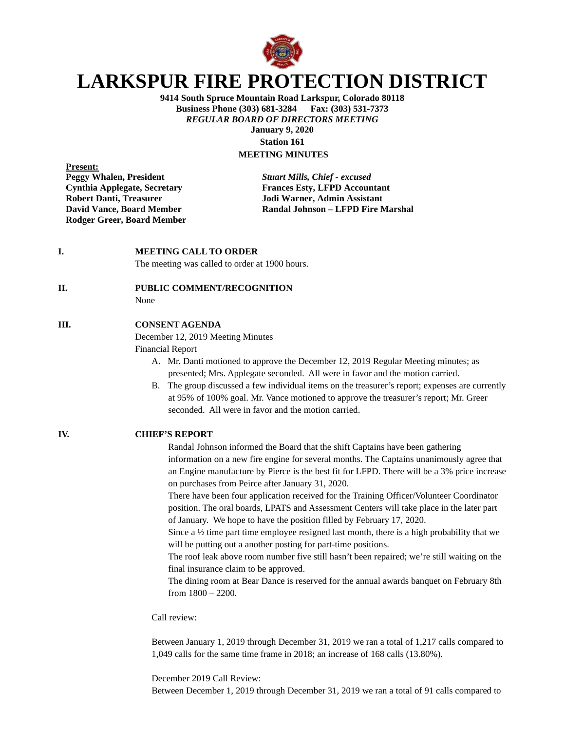# LARKSPUR FIRE PROTECTION DISTRICT

**9414 South Spruce Mountain Road Larkspur, Colorado 80118**
**Business Phone (303) 681-3284 Fax: (303) 531-7373**
***REGULAR BOARD OF DIRECTORS MEETING***
**January 9, 2020**
**Station 161**
**MEETING MINUTES**

**Present:**

**Peggy Whalen, President**
**Cynthia Applegate, Secretary**
**Robert Danti, Treasurer**
**David Vance, Board Member**
**Rodger Greer, Board Member**

***Stuart Mills, Chief - excused***
**Frances Esty, LFPD Accountant**
**Jodi Warner, Admin Assistant**
**Randal Johnson – LFPD Fire Marshal**

**I. MEETING CALL TO ORDER**

The meeting was called to order at 1900 hours.

**II. PUBLIC COMMENT/RECOGNITION**

None

**III. CONSENT AGENDA**

December 12, 2019 Meeting Minutes
Financial Report

A. Mr. Danti motioned to approve the December 12, 2019 Regular Meeting minutes; as presented; Mrs. Applegate seconded. All were in favor and the motion carried.
B. The group discussed a few individual items on the treasurer's report; expenses are currently at 95% of 100% goal. Mr. Vance motioned to approve the treasurer's report; Mr. Greer seconded. All were in favor and the motion carried.

**IV. CHIEF'S REPORT**

Randal Johnson informed the Board that the shift Captains have been gathering information on a new fire engine for several months. The Captains unanimously agree that an Engine manufacture by Pierce is the best fit for LFPD. There will be a 3% price increase on purchases from Peirce after January 31, 2020.
There have been four application received for the Training Officer/Volunteer Coordinator position. The oral boards, LPATS and Assessment Centers will take place in the later part of January. We hope to have the position filled by February 17, 2020.
Since a ½ time part time employee resigned last month, there is a high probability that we will be putting out a another posting for part-time positions.
The roof leak above room number five still hasn't been repaired; we're still waiting on the final insurance claim to be approved.
The dining room at Bear Dance is reserved for the annual awards banquet on February 8th from 1800 – 2200.

Call review:

Between January 1, 2019 through December 31, 2019 we ran a total of 1,217 calls compared to 1,049 calls for the same time frame in 2018; an increase of 168 calls (13.80%).

December 2019 Call Review:
Between December 1, 2019 through December 31, 2019 we ran a total of 91 calls compared to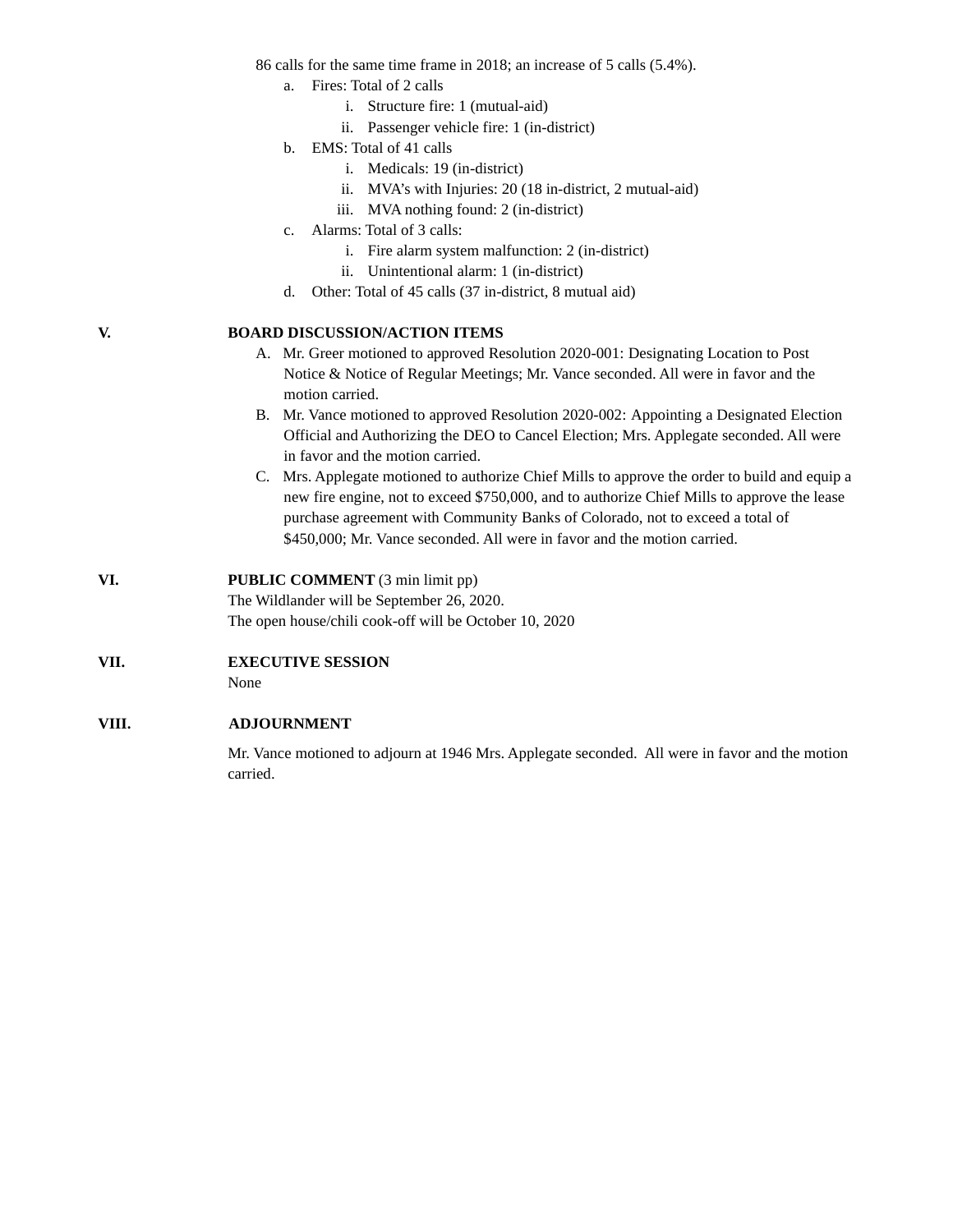86 calls for the same time frame in 2018; an increase of 5 calls (5.4%).

a. Fires: Total of 2 calls
   i. Structure fire: 1 (mutual-aid)
   ii. Passenger vehicle fire: 1 (in-district)

b. EMS: Total of 41 calls
   i. Medicals: 19 (in-district)
   ii. MVA's with Injuries: 20 (18 in-district, 2 mutual-aid)
   iii. MVA nothing found: 2 (in-district)

c. Alarms: Total of 3 calls:
   i. Fire alarm system malfunction: 2 (in-district)
   ii. Unintentional alarm: 1 (in-district)

d. Other: Total of 45 calls (37 in-district, 8 mutual aid)

**V. BOARD DISCUSSION/ACTION ITEMS**

A. Mr. Greer motioned to approved Resolution 2020-001: Designating Location to Post Notice & Notice of Regular Meetings; Mr. Vance seconded. All were in favor and the motion carried.

B. Mr. Vance motioned to approved Resolution 2020-002: Appointing a Designated Election Official and Authorizing the DEO to Cancel Election; Mrs. Applegate seconded. All were in favor and the motion carried.

C. Mrs. Applegate motioned to authorize Chief Mills to approve the order to build and equip a new fire engine, not to exceed $750,000, and to authorize Chief Mills to approve the lease purchase agreement with Community Banks of Colorado, not to exceed a total of $450,000; Mr. Vance seconded. All were in favor and the motion carried.

**VI. PUBLIC COMMENT** (3 min limit pp)

The Wildlander will be September 26, 2020.

The open house/chili cook-off will be October 10, 2020

**VII. EXECUTIVE SESSION**

None

**VIII. ADJOURNMENT**

Mr. Vance motioned to adjourn at 1946 Mrs. Applegate seconded. All were in favor and the motion carried.